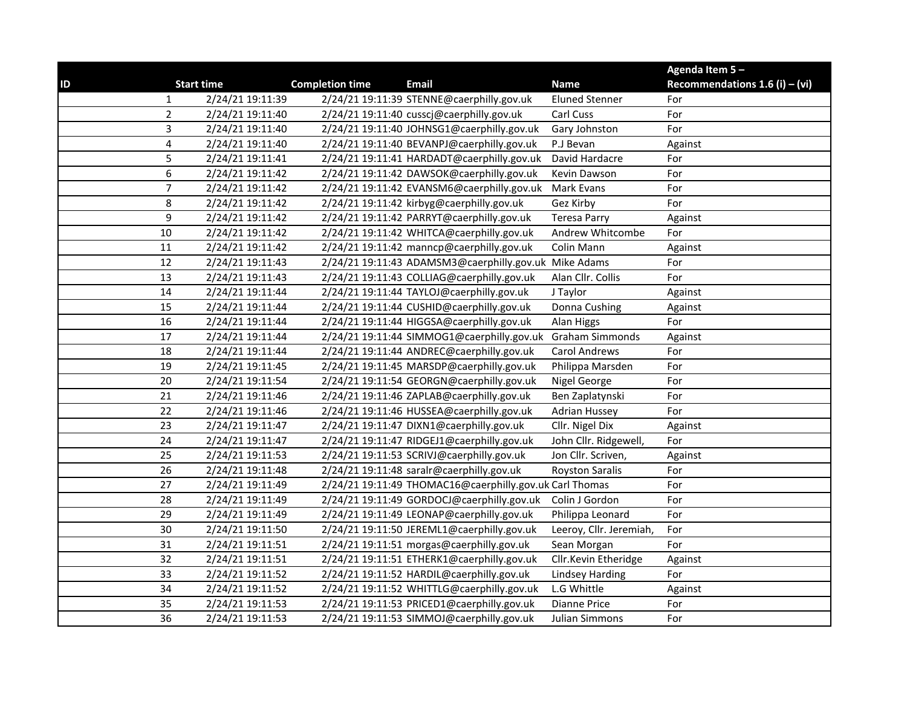| ID | Start time | Completion time | Email | Name | Agenda Item 5 – Recommendations 1.6 (i) – (vi) |
|---|---|---|---|---|---|
| 1 | 2/24/21 19:11:39 | 2/24/21 19:11:39 | STENNE@caerphilly.gov.uk | Eluned Stenner | For |
| 2 | 2/24/21 19:11:40 | 2/24/21 19:11:40 | cusscj@caerphilly.gov.uk | Carl Cuss | For |
| 3 | 2/24/21 19:11:40 | 2/24/21 19:11:40 | JOHNSG1@caerphilly.gov.uk | Gary Johnston | For |
| 4 | 2/24/21 19:11:40 | 2/24/21 19:11:40 | BEVANPJ@caerphilly.gov.uk | P.J Bevan | Against |
| 5 | 2/24/21 19:11:41 | 2/24/21 19:11:41 | HARDADT@caerphilly.gov.uk | David Hardacre | For |
| 6 | 2/24/21 19:11:42 | 2/24/21 19:11:42 | DAWSOK@caerphilly.gov.uk | Kevin Dawson | For |
| 7 | 2/24/21 19:11:42 | 2/24/21 19:11:42 | EVANSM6@caerphilly.gov.uk | Mark Evans | For |
| 8 | 2/24/21 19:11:42 | 2/24/21 19:11:42 | kirbyg@caerphilly.gov.uk | Gez Kirby | For |
| 9 | 2/24/21 19:11:42 | 2/24/21 19:11:42 | PARRYT@caerphilly.gov.uk | Teresa Parry | Against |
| 10 | 2/24/21 19:11:42 | 2/24/21 19:11:42 | WHITCA@caerphilly.gov.uk | Andrew Whitcombe | For |
| 11 | 2/24/21 19:11:42 | 2/24/21 19:11:42 | manncp@caerphilly.gov.uk | Colin Mann | Against |
| 12 | 2/24/21 19:11:43 | 2/24/21 19:11:43 | ADAMSM3@caerphilly.gov.uk | Mike Adams | For |
| 13 | 2/24/21 19:11:43 | 2/24/21 19:11:43 | COLLIAG@caerphilly.gov.uk | Alan Cllr. Collis | For |
| 14 | 2/24/21 19:11:44 | 2/24/21 19:11:44 | TAYLOJ@caerphilly.gov.uk | J Taylor | Against |
| 15 | 2/24/21 19:11:44 | 2/24/21 19:11:44 | CUSHID@caerphilly.gov.uk | Donna Cushing | Against |
| 16 | 2/24/21 19:11:44 | 2/24/21 19:11:44 | HIGGSA@caerphilly.gov.uk | Alan Higgs | For |
| 17 | 2/24/21 19:11:44 | 2/24/21 19:11:44 | SIMMOG1@caerphilly.gov.uk | Graham Simmonds | Against |
| 18 | 2/24/21 19:11:44 | 2/24/21 19:11:44 | ANDREC@caerphilly.gov.uk | Carol Andrews | For |
| 19 | 2/24/21 19:11:45 | 2/24/21 19:11:45 | MARSDP@caerphilly.gov.uk | Philippa Marsden | For |
| 20 | 2/24/21 19:11:54 | 2/24/21 19:11:54 | GEORGN@caerphilly.gov.uk | Nigel George | For |
| 21 | 2/24/21 19:11:46 | 2/24/21 19:11:46 | ZAPLAB@caerphilly.gov.uk | Ben Zaplatynski | For |
| 22 | 2/24/21 19:11:46 | 2/24/21 19:11:46 | HUSSEA@caerphilly.gov.uk | Adrian Hussey | For |
| 23 | 2/24/21 19:11:47 | 2/24/21 19:11:47 | DIXN1@caerphilly.gov.uk | Cllr. Nigel Dix | Against |
| 24 | 2/24/21 19:11:47 | 2/24/21 19:11:47 | RIDGEJ1@caerphilly.gov.uk | John Cllr. Ridgewell, | For |
| 25 | 2/24/21 19:11:53 | 2/24/21 19:11:53 | SCRIVJ@caerphilly.gov.uk | Jon Cllr. Scriven, | Against |
| 26 | 2/24/21 19:11:48 | 2/24/21 19:11:48 | saralr@caerphilly.gov.uk | Royston Saralis | For |
| 27 | 2/24/21 19:11:49 | 2/24/21 19:11:49 | THOMAC16@caerphilly.gov.uk | Carl Thomas | For |
| 28 | 2/24/21 19:11:49 | 2/24/21 19:11:49 | GORDOCJ@caerphilly.gov.uk | Colin J Gordon | For |
| 29 | 2/24/21 19:11:49 | 2/24/21 19:11:49 | LEONAP@caerphilly.gov.uk | Philippa Leonard | For |
| 30 | 2/24/21 19:11:50 | 2/24/21 19:11:50 | JEREML1@caerphilly.gov.uk | Leeroy, Cllr. Jeremiah, | For |
| 31 | 2/24/21 19:11:51 | 2/24/21 19:11:51 | morgas@caerphilly.gov.uk | Sean Morgan | For |
| 32 | 2/24/21 19:11:51 | 2/24/21 19:11:51 | ETHERK1@caerphilly.gov.uk | Cllr.Kevin Etheridge | Against |
| 33 | 2/24/21 19:11:52 | 2/24/21 19:11:52 | HARDIL@caerphilly.gov.uk | Lindsey Harding | For |
| 34 | 2/24/21 19:11:52 | 2/24/21 19:11:52 | WHITTLG@caerphilly.gov.uk | L.G Whittle | Against |
| 35 | 2/24/21 19:11:53 | 2/24/21 19:11:53 | PRICED1@caerphilly.gov.uk | Dianne Price | For |
| 36 | 2/24/21 19:11:53 | 2/24/21 19:11:53 | SIMMOJ@caerphilly.gov.uk | Julian Simmons | For |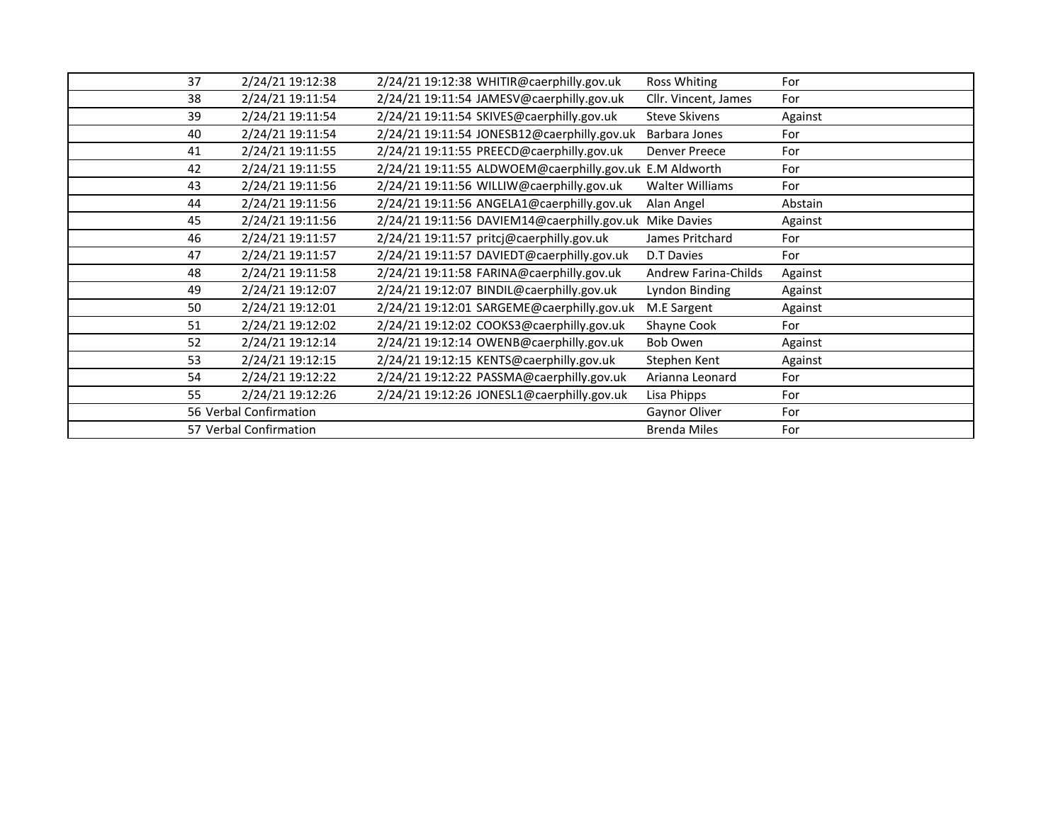| | | | | | |
|---|---|---|---|---|---|
| 37 | 2/24/21 19:12:38 | 2/24/21 19:12:38 | WHITIR@caerphilly.gov.uk | Ross Whiting | For |
| 38 | 2/24/21 19:11:54 | 2/24/21 19:11:54 | JAMESV@caerphilly.gov.uk | Cllr. Vincent, James | For |
| 39 | 2/24/21 19:11:54 | 2/24/21 19:11:54 | SKIVES@caerphilly.gov.uk | Steve Skivens | Against |
| 40 | 2/24/21 19:11:54 | 2/24/21 19:11:54 | JONESB12@caerphilly.gov.uk | Barbara Jones | For |
| 41 | 2/24/21 19:11:55 | 2/24/21 19:11:55 | PREECD@caerphilly.gov.uk | Denver Preece | For |
| 42 | 2/24/21 19:11:55 | 2/24/21 19:11:55 | ALDWOEM@caerphilly.gov.uk | E.M Aldworth | For |
| 43 | 2/24/21 19:11:56 | 2/24/21 19:11:56 | WILLIW@caerphilly.gov.uk | Walter Williams | For |
| 44 | 2/24/21 19:11:56 | 2/24/21 19:11:56 | ANGELA1@caerphilly.gov.uk | Alan Angel | Abstain |
| 45 | 2/24/21 19:11:56 | 2/24/21 19:11:56 | DAVIEM14@caerphilly.gov.uk | Mike Davies | Against |
| 46 | 2/24/21 19:11:57 | 2/24/21 19:11:57 | pritcj@caerphilly.gov.uk | James Pritchard | For |
| 47 | 2/24/21 19:11:57 | 2/24/21 19:11:57 | DAVIEDT@caerphilly.gov.uk | D.T Davies | For |
| 48 | 2/24/21 19:11:58 | 2/24/21 19:11:58 | FARINA@caerphilly.gov.uk | Andrew Farina-Childs | Against |
| 49 | 2/24/21 19:12:07 | 2/24/21 19:12:07 | BINDIL@caerphilly.gov.uk | Lyndon Binding | Against |
| 50 | 2/24/21 19:12:01 | 2/24/21 19:12:01 | SARGEME@caerphilly.gov.uk | M.E Sargent | Against |
| 51 | 2/24/21 19:12:02 | 2/24/21 19:12:02 | COOKS3@caerphilly.gov.uk | Shayne Cook | For |
| 52 | 2/24/21 19:12:14 | 2/24/21 19:12:14 | OWENB@caerphilly.gov.uk | Bob Owen | Against |
| 53 | 2/24/21 19:12:15 | 2/24/21 19:12:15 | KENTS@caerphilly.gov.uk | Stephen Kent | Against |
| 54 | 2/24/21 19:12:22 | 2/24/21 19:12:22 | PASSMA@caerphilly.gov.uk | Arianna Leonard | For |
| 55 | 2/24/21 19:12:26 | 2/24/21 19:12:26 | JONESL1@caerphilly.gov.uk | Lisa Phipps | For |
| 56 | Verbal Confirmation | | | Gaynor Oliver | For |
| 57 | Verbal Confirmation | | | Brenda Miles | For |